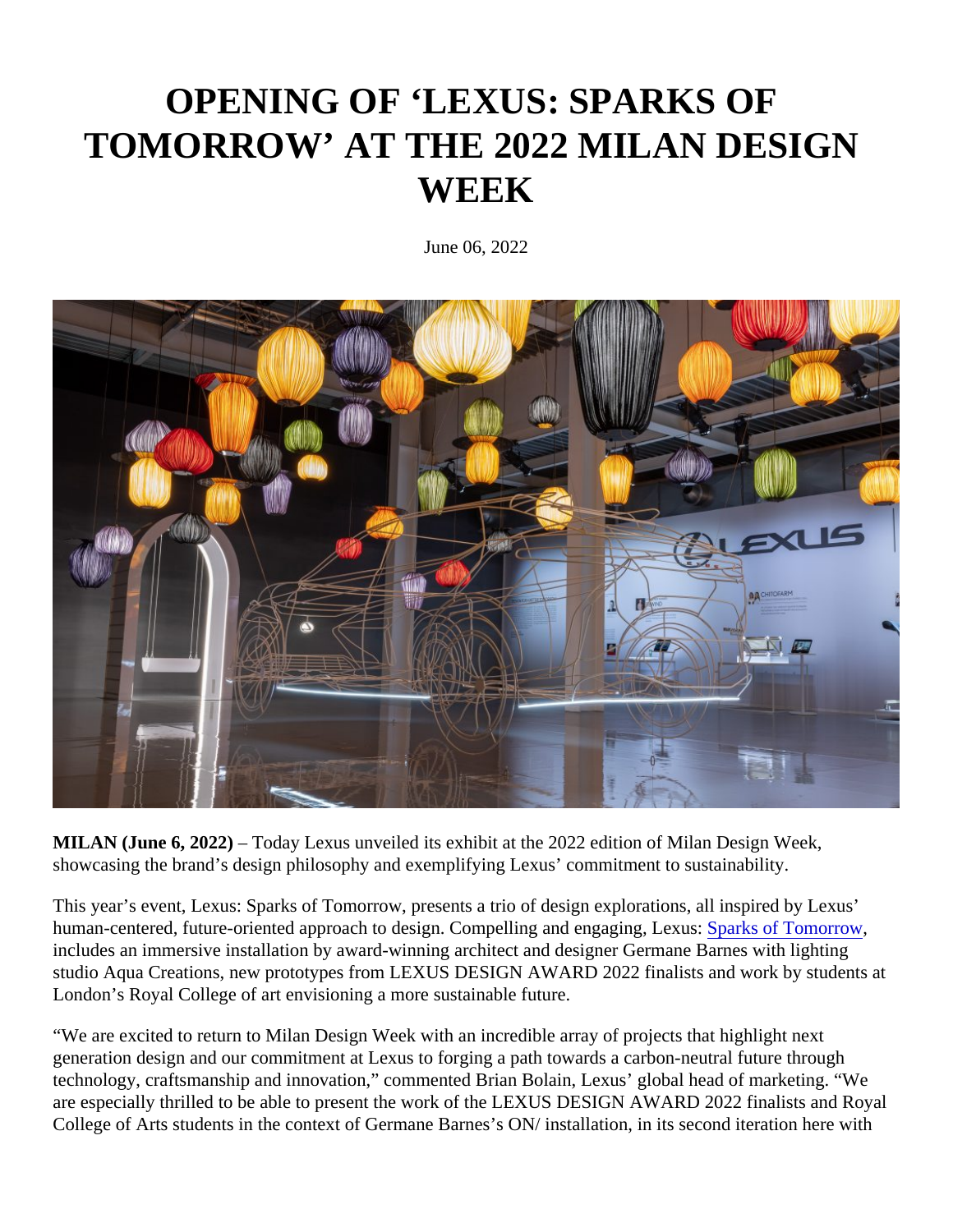# OPENING OF 'LEXUS: SPARKS OF TOMORROW' AT THE 2022 MILAN DESIGN WEEK

June 06, 2022

**MILAN (June 6, 2022)** – Today Lexus unveiled its exhibit at the 2022 edition of Milan Design Week, showcasing the brand's design philosophy and exemplifying Lexus' commitment to sustainability.

This year's event, Lexus: Sparks of Tomorrow, presents a trio of design explorations, all inspired by Lexus' human-centered, future-oriented approach to design. Compelling and engaging, Lexus: Sparks of Tomorrow, includes an immersive installation by award-winning architect and designer Germane Barnes with lighting studio Aqua Creations, new prototypes from LEXUS DESIGN AWARD 2022 finalists and work by students at London's Royal College of art envisioning a more sustainable future.

"We are excited to return to Milan Design Week with an incredible array of projects that highlight next generation design and our commitment at Lexus to forging a path towards a carbon-neutral future through technology, craftsmanship and innovation," commented Brian Bolain, Lexus' global head of marketing. "We are especially thrilled to be able to present the work of the LEXUS DESIGN AWARD 2022 finalists and Royal College of Arts students in the context of Germane Barnes's ON/ installation, in its second iteration here with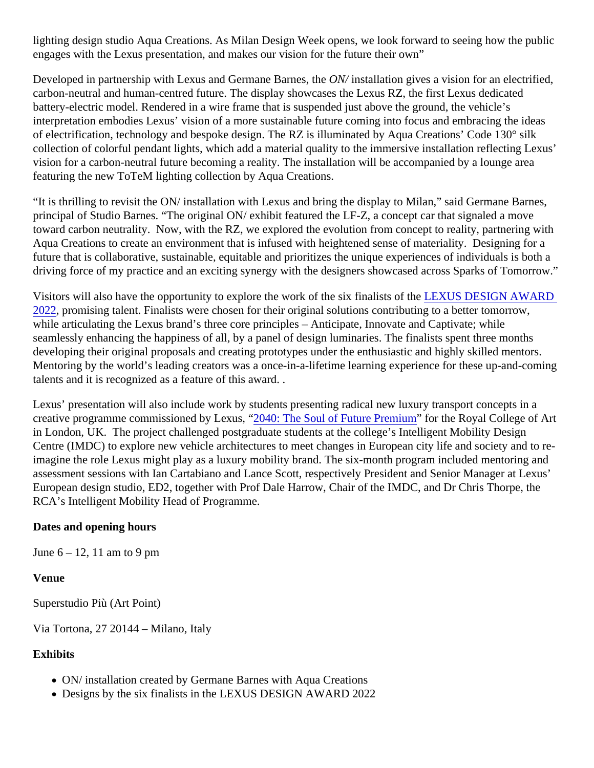lighting design studio Aqua Creations. As Milan Design Week opens, we look forward to seeing how the public engages with the Lexus presentation, and makes our vision for the future their own"

Developed in partnership with Lexus and Germane Barnes, the *ON/* installation gives a vision for an electrified, carbon-neutral and human-centred future. The display showcases the Lexus RZ, the first Lexus dedicated battery-electric model. Rendered in a wire frame that is suspended just above the ground, the vehicle's interpretation embodies Lexus' vision of a more sustainable future coming into focus and embracing the ideas of electrification, technology and bespoke design. The RZ is illuminated by Aqua Creations' Code 130° silk collection of colorful pendant lights, which add a material quality to the immersive installation reflecting Lexus' vision for a carbon-neutral future becoming a reality. The installation will be accompanied by a lounge area featuring the new ToTeM lighting collection by Aqua Creations.

"It is thrilling to revisit the ON/ installation with Lexus and bring the display to Milan," said Germane Barnes, principal of Studio Barnes. "The original ON/ exhibit featured the LF-Z, a concept car that signaled a move toward carbon neutrality. Now, with the RZ, we explored the evolution from concept to reality, partnering with Aqua Creations to create an environment that is infused with heightened sense of materiality. Designing for a future that is collaborative, sustainable, equitable and prioritizes the unique experiences of individuals is both a driving force of my practice and an exciting synergy with the designers showcased across Sparks of Tomorrow."

Visitors will also have the opportunity to explore the work of the six finalists of the LEXUS DESIGN AWARD 2022, promising talent. Finalists were chosen for their original solutions contributing to a better tomorrow, while articulating the Lexus brand's three core principles – Anticipate, Innovate and Captivate; while seamlessly enhancing the happiness of all, by a panel of design luminaries. The finalists spent three months developing their original proposals and creating prototypes under the enthusiastic and highly skilled mentors. Mentoring by the world's leading creators was a once-in-a-lifetime learning experience for these up-and-coming talents and it is recognized as a feature of this award. .

Lexus' presentation will also include work by students presenting radical new luxury transport concepts in a creative programme commissioned by Lexus, "2040: The Soul of Future Premium" for the Royal College of Art in London, UK. The project challenged postgraduate students at the college's Intelligent Mobility Design Centre (IMDC) to explore new vehicle architectures to meet changes in European city life and society and to re-imagine the role Lexus might play as a luxury mobility brand. The six-month program included mentoring and assessment sessions with Ian Cartabiano and Lance Scott, respectively President and Senior Manager at Lexus' European design studio, ED2, together with Prof Dale Harrow, Chair of the IMDC, and Dr Chris Thorpe, the RCA's Intelligent Mobility Head of Programme.

**Dates and opening hours**

June 6 – 12, 11 am to 9 pm

**Venue**

Superstudio Più (Art Point)

Via Tortona, 27 20144 – Milano, Italy

**Exhibits**

- ON/ installation created by Germane Barnes with Aqua Creations
- Designs by the six finalists in the LEXUS DESIGN AWARD 2022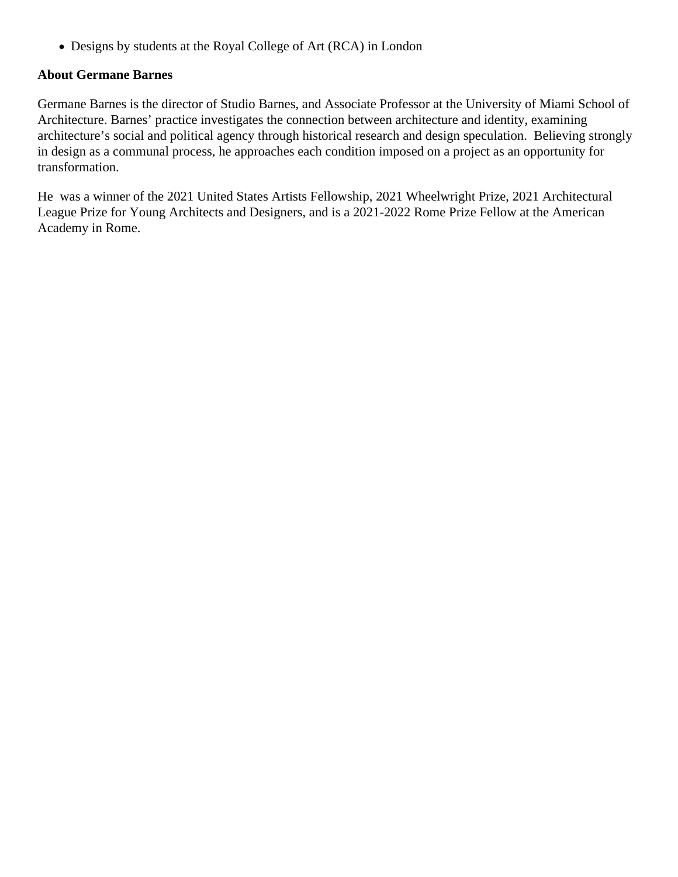- Designs by students at the Royal College of Art (RCA) in London

**About Germane Barnes**

Germane Barnes is the director of Studio Barnes, and Associate Professor at the University of Miami School of Architecture. Barnes' practice investigates the connection between architecture and identity, examining architecture's social and political agency through historical research and design speculation. Believing strongly in design as a communal process, he approaches each condition imposed on a project as an opportunity for transformation.

He was a winner of the 2021 United States Artists Fellowship, 2021 Wheelwright Prize, 2021 Architectural League Prize for Young Architects and Designers, and is a 2021-2022 Rome Prize Fellow at the American Academy in Rome.